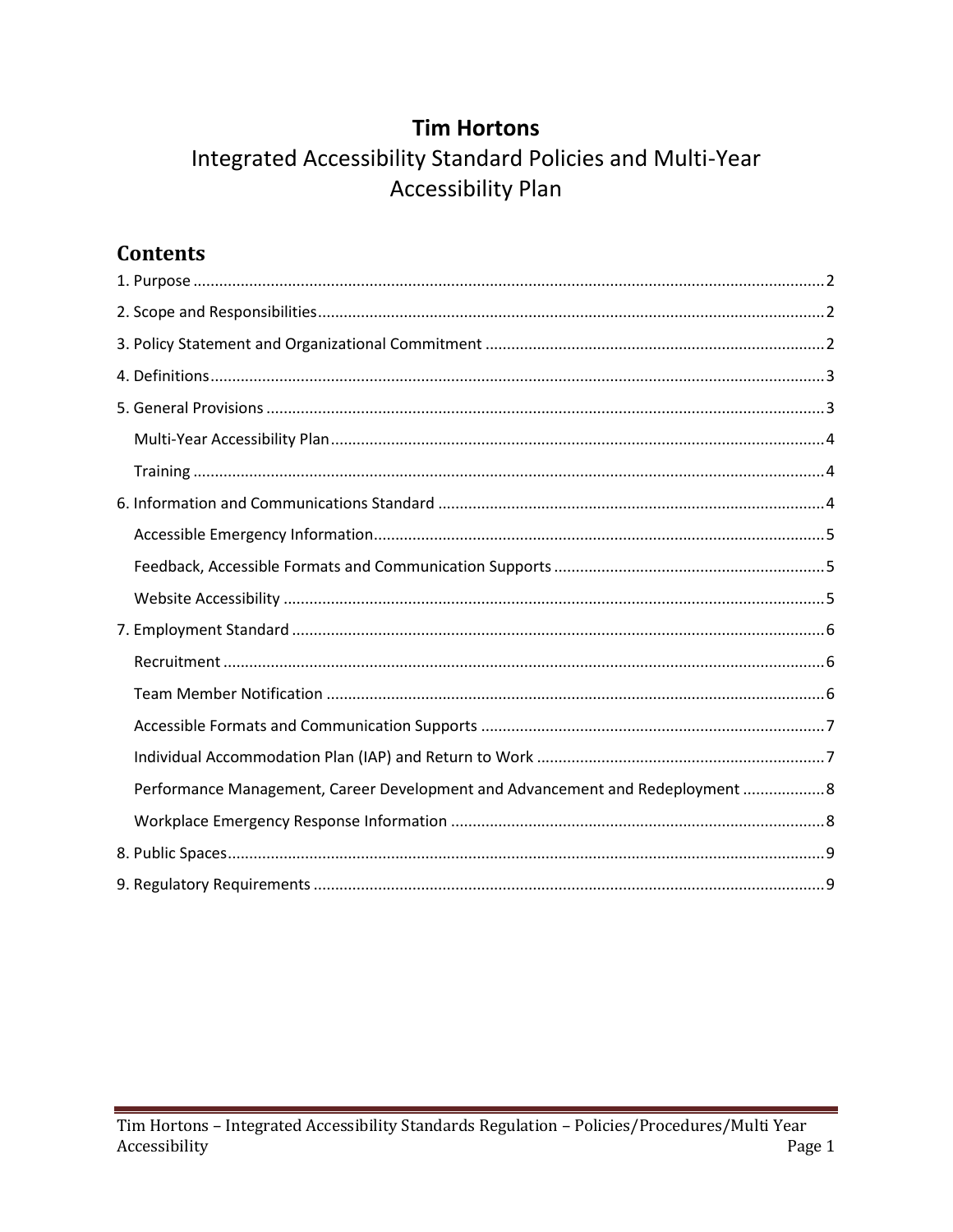# Tim Hortons

## Integrated Accessibility Standard Policies and Multi-Year Accessibility Plan

## Contents

1. Purpose ..... 2
2. Scope and Responsibilities ..... 2
3. Policy Statement and Organizational Commitment ..... 2
4. Definitions ..... 3
5. General Provisions ..... 3
   - Multi-Year Accessibility Plan ..... 4
   - Training ..... 4
6. Information and Communications Standard ..... 4
   - Accessible Emergency Information ..... 5
   - Feedback, Accessible Formats and Communication Supports ..... 5
   - Website Accessibility ..... 5
7. Employment Standard ..... 6
   - Recruitment ..... 6
   - Team Member Notification ..... 6
   - Accessible Formats and Communication Supports ..... 7
   - Individual Accommodation Plan (IAP) and Return to Work ..... 7
   - Performance Management, Career Development and Advancement and Redeployment ..... 8
   - Workplace Emergency Response Information ..... 8
8. Public Spaces ..... 9
9. Regulatory Requirements ..... 9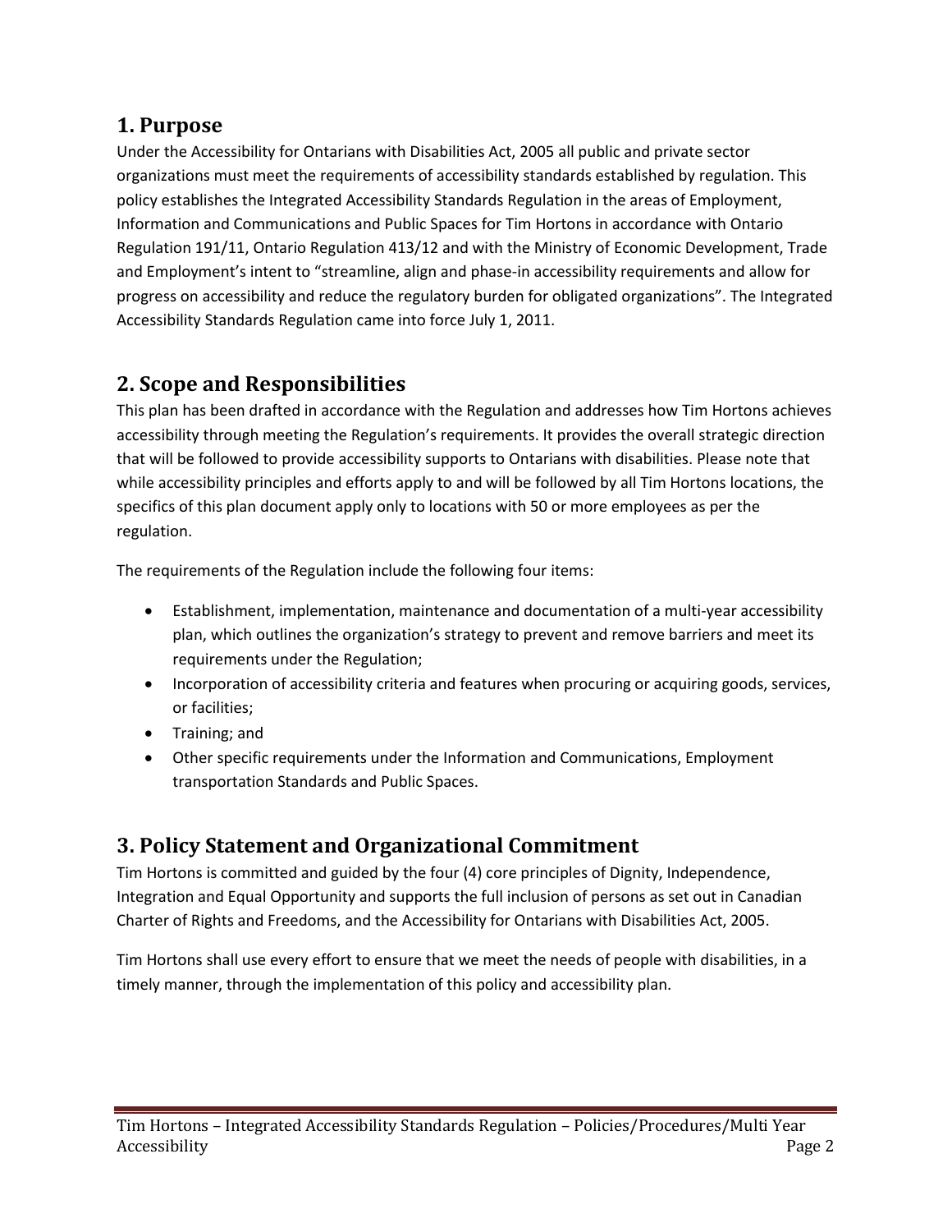## 1. Purpose

Under the Accessibility for Ontarians with Disabilities Act, 2005 all public and private sector organizations must meet the requirements of accessibility standards established by regulation. This policy establishes the Integrated Accessibility Standards Regulation in the areas of Employment, Information and Communications and Public Spaces for Tim Hortons in accordance with Ontario Regulation 191/11, Ontario Regulation 413/12 and with the Ministry of Economic Development, Trade and Employment's intent to "streamline, align and phase-in accessibility requirements and allow for progress on accessibility and reduce the regulatory burden for obligated organizations". The Integrated Accessibility Standards Regulation came into force July 1, 2011.

## 2. Scope and Responsibilities

This plan has been drafted in accordance with the Regulation and addresses how Tim Hortons achieves accessibility through meeting the Regulation's requirements. It provides the overall strategic direction that will be followed to provide accessibility supports to Ontarians with disabilities. Please note that while accessibility principles and efforts apply to and will be followed by all Tim Hortons locations, the specifics of this plan document apply only to locations with 50 or more employees as per the regulation.

The requirements of the Regulation include the following four items:

- Establishment, implementation, maintenance and documentation of a multi-year accessibility plan, which outlines the organization's strategy to prevent and remove barriers and meet its requirements under the Regulation;
- Incorporation of accessibility criteria and features when procuring or acquiring goods, services, or facilities;
- Training; and
- Other specific requirements under the Information and Communications, Employment transportation Standards and Public Spaces.

## 3. Policy Statement and Organizational Commitment

Tim Hortons is committed and guided by the four (4) core principles of Dignity, Independence, Integration and Equal Opportunity and supports the full inclusion of persons as set out in Canadian Charter of Rights and Freedoms, and the Accessibility for Ontarians with Disabilities Act, 2005.

Tim Hortons shall use every effort to ensure that we meet the needs of people with disabilities, in a timely manner, through the implementation of this policy and accessibility plan.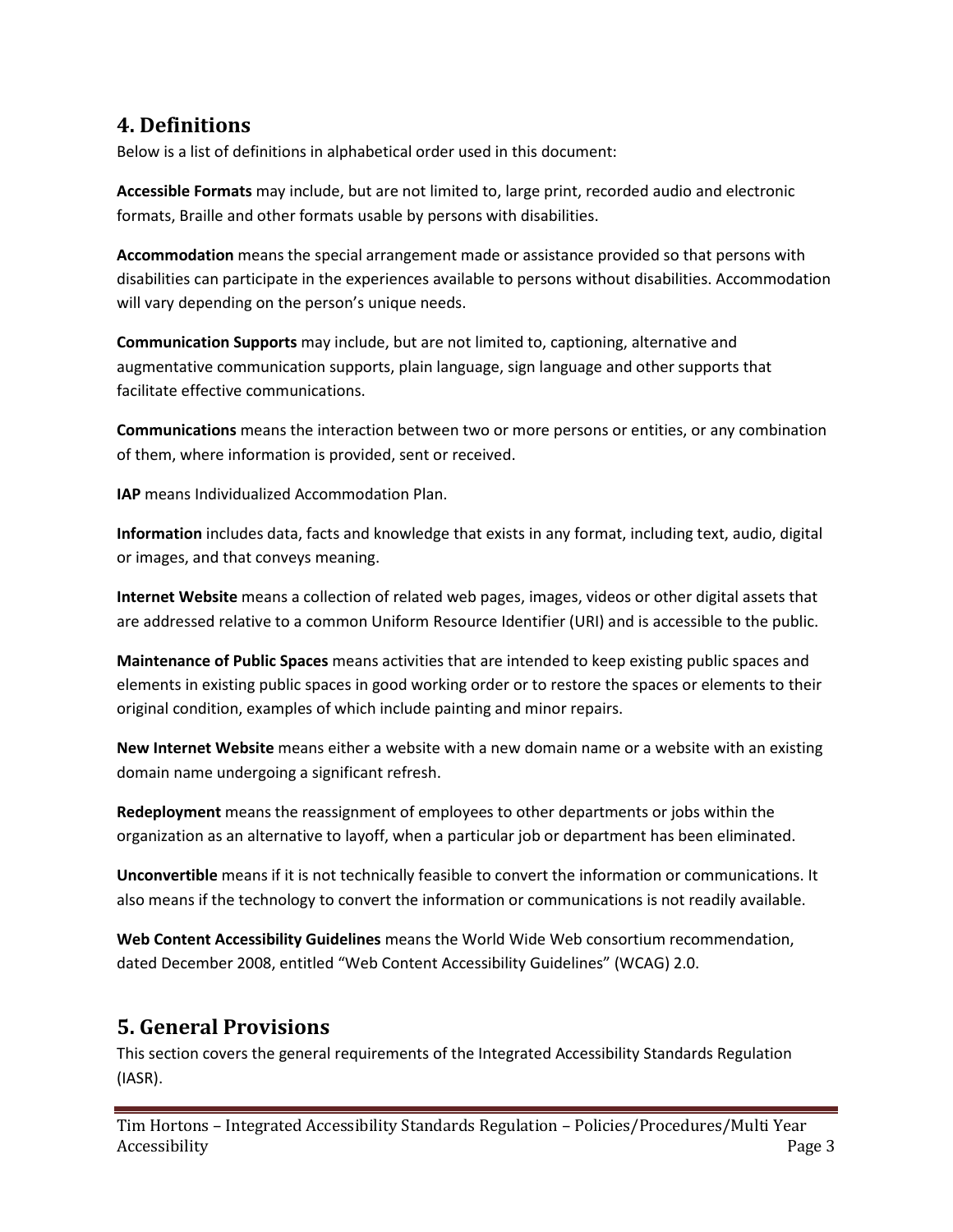## 4. Definitions

Below is a list of definitions in alphabetical order used in this document:

**Accessible Formats** may include, but are not limited to, large print, recorded audio and electronic formats, Braille and other formats usable by persons with disabilities.

**Accommodation** means the special arrangement made or assistance provided so that persons with disabilities can participate in the experiences available to persons without disabilities. Accommodation will vary depending on the person's unique needs.

**Communication Supports** may include, but are not limited to, captioning, alternative and augmentative communication supports, plain language, sign language and other supports that facilitate effective communications.

**Communications** means the interaction between two or more persons or entities, or any combination of them, where information is provided, sent or received.

**IAP** means Individualized Accommodation Plan.

**Information** includes data, facts and knowledge that exists in any format, including text, audio, digital or images, and that conveys meaning.

**Internet Website** means a collection of related web pages, images, videos or other digital assets that are addressed relative to a common Uniform Resource Identifier (URI) and is accessible to the public.

**Maintenance of Public Spaces** means activities that are intended to keep existing public spaces and elements in existing public spaces in good working order or to restore the spaces or elements to their original condition, examples of which include painting and minor repairs.

**New Internet Website** means either a website with a new domain name or a website with an existing domain name undergoing a significant refresh.

**Redeployment** means the reassignment of employees to other departments or jobs within the organization as an alternative to layoff, when a particular job or department has been eliminated.

**Unconvertible** means if it is not technically feasible to convert the information or communications. It also means if the technology to convert the information or communications is not readily available.

**Web Content Accessibility Guidelines** means the World Wide Web consortium recommendation, dated December 2008, entitled "Web Content Accessibility Guidelines" (WCAG) 2.0.

## 5. General Provisions

This section covers the general requirements of the Integrated Accessibility Standards Regulation (IASR).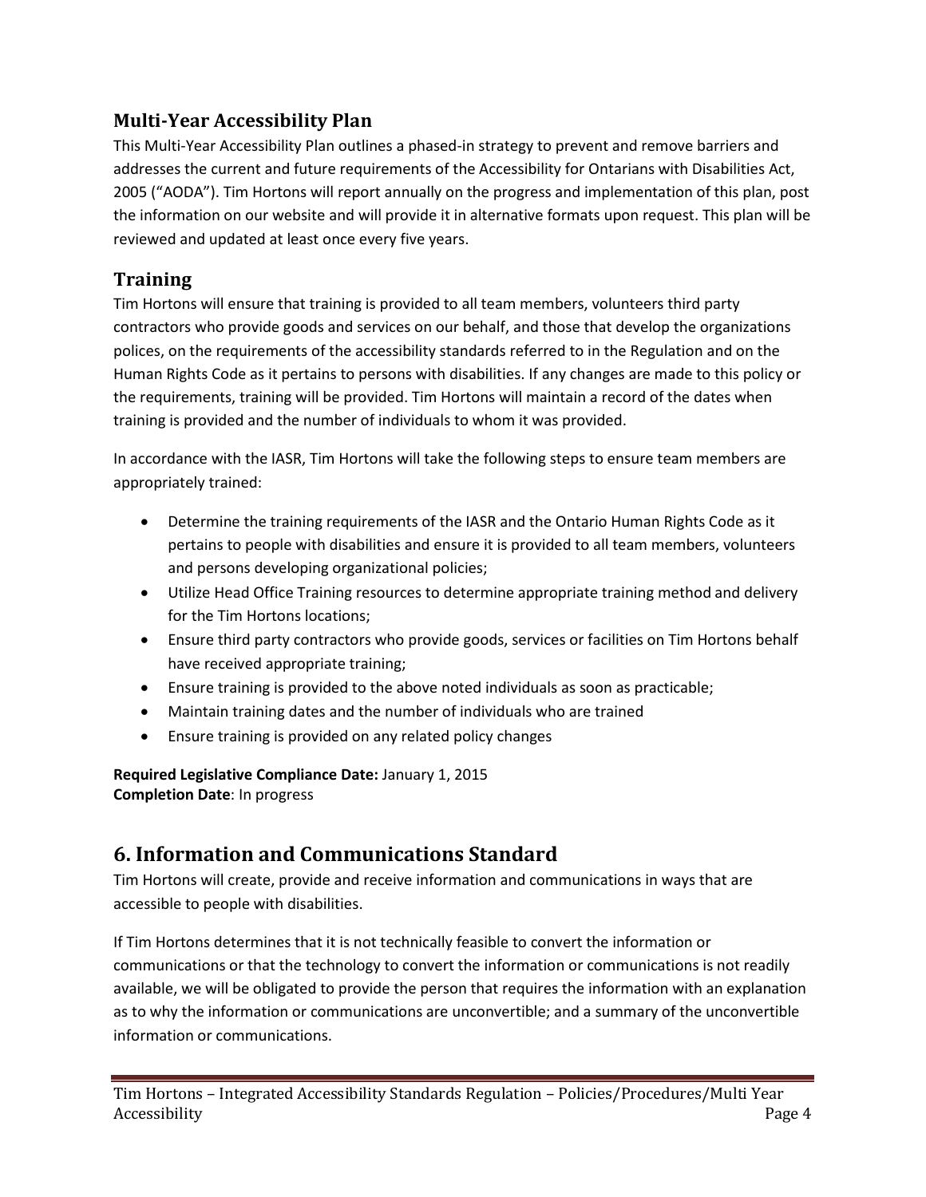## Multi-Year Accessibility Plan

This Multi-Year Accessibility Plan outlines a phased-in strategy to prevent and remove barriers and addresses the current and future requirements of the Accessibility for Ontarians with Disabilities Act, 2005 ("AODA"). Tim Hortons will report annually on the progress and implementation of this plan, post the information on our website and will provide it in alternative formats upon request. This plan will be reviewed and updated at least once every five years.

## Training

Tim Hortons will ensure that training is provided to all team members, volunteers third party contractors who provide goods and services on our behalf, and those that develop the organizations polices, on the requirements of the accessibility standards referred to in the Regulation and on the Human Rights Code as it pertains to persons with disabilities. If any changes are made to this policy or the requirements, training will be provided. Tim Hortons will maintain a record of the dates when training is provided and the number of individuals to whom it was provided.

In accordance with the IASR, Tim Hortons will take the following steps to ensure team members are appropriately trained:

- Determine the training requirements of the IASR and the Ontario Human Rights Code as it pertains to people with disabilities and ensure it is provided to all team members, volunteers and persons developing organizational policies;
- Utilize Head Office Training resources to determine appropriate training method and delivery for the Tim Hortons locations;
- Ensure third party contractors who provide goods, services or facilities on Tim Hortons behalf have received appropriate training;
- Ensure training is provided to the above noted individuals as soon as practicable;
- Maintain training dates and the number of individuals who are trained
- Ensure training is provided on any related policy changes

**Required Legislative Compliance Date:** January 1, 2015
**Completion Date**: In progress

# 6. Information and Communications Standard

Tim Hortons will create, provide and receive information and communications in ways that are accessible to people with disabilities.

If Tim Hortons determines that it is not technically feasible to convert the information or communications or that the technology to convert the information or communications is not readily available, we will be obligated to provide the person that requires the information with an explanation as to why the information or communications are unconvertible; and a summary of the unconvertible information or communications.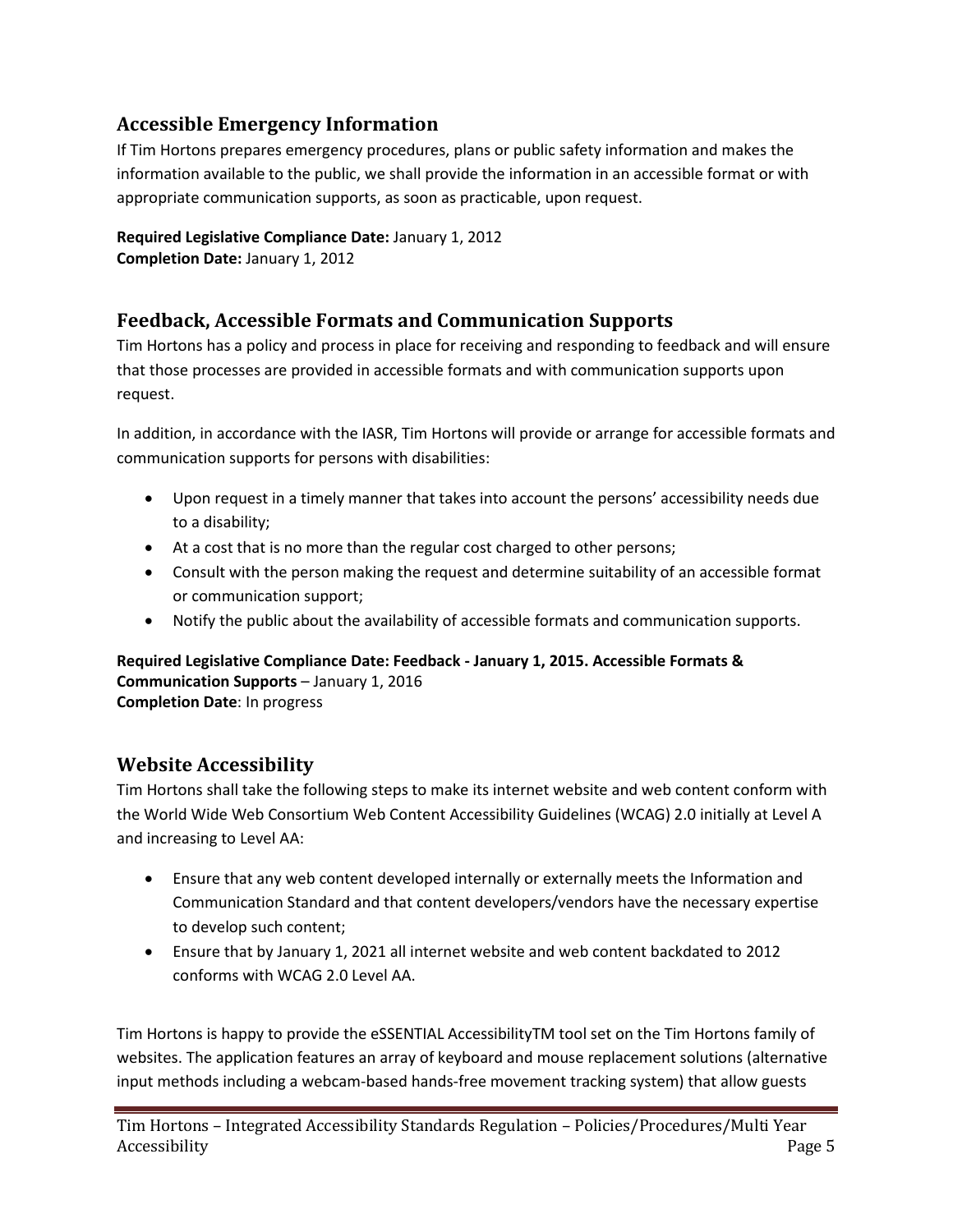## Accessible Emergency Information

If Tim Hortons prepares emergency procedures, plans or public safety information and makes the information available to the public, we shall provide the information in an accessible format or with appropriate communication supports, as soon as practicable, upon request.

**Required Legislative Compliance Date:** January 1, 2012
**Completion Date:** January 1, 2012

## Feedback, Accessible Formats and Communication Supports

Tim Hortons has a policy and process in place for receiving and responding to feedback and will ensure that those processes are provided in accessible formats and with communication supports upon request.

In addition, in accordance with the IASR, Tim Hortons will provide or arrange for accessible formats and communication supports for persons with disabilities:

- Upon request in a timely manner that takes into account the persons' accessibility needs due to a disability;
- At a cost that is no more than the regular cost charged to other persons;
- Consult with the person making the request and determine suitability of an accessible format or communication support;
- Notify the public about the availability of accessible formats and communication supports.

**Required Legislative Compliance Date: Feedback - January 1, 2015. Accessible Formats & Communication Supports** – January 1, 2016
**Completion Date**: In progress

## Website Accessibility

Tim Hortons shall take the following steps to make its internet website and web content conform with the World Wide Web Consortium Web Content Accessibility Guidelines (WCAG) 2.0 initially at Level A and increasing to Level AA:

- Ensure that any web content developed internally or externally meets the Information and Communication Standard and that content developers/vendors have the necessary expertise to develop such content;
- Ensure that by January 1, 2021 all internet website and web content backdated to 2012 conforms with WCAG 2.0 Level AA.

Tim Hortons is happy to provide the eSSENTIAL AccessibilityTM tool set on the Tim Hortons family of websites. The application features an array of keyboard and mouse replacement solutions (alternative input methods including a webcam-based hands-free movement tracking system) that allow guests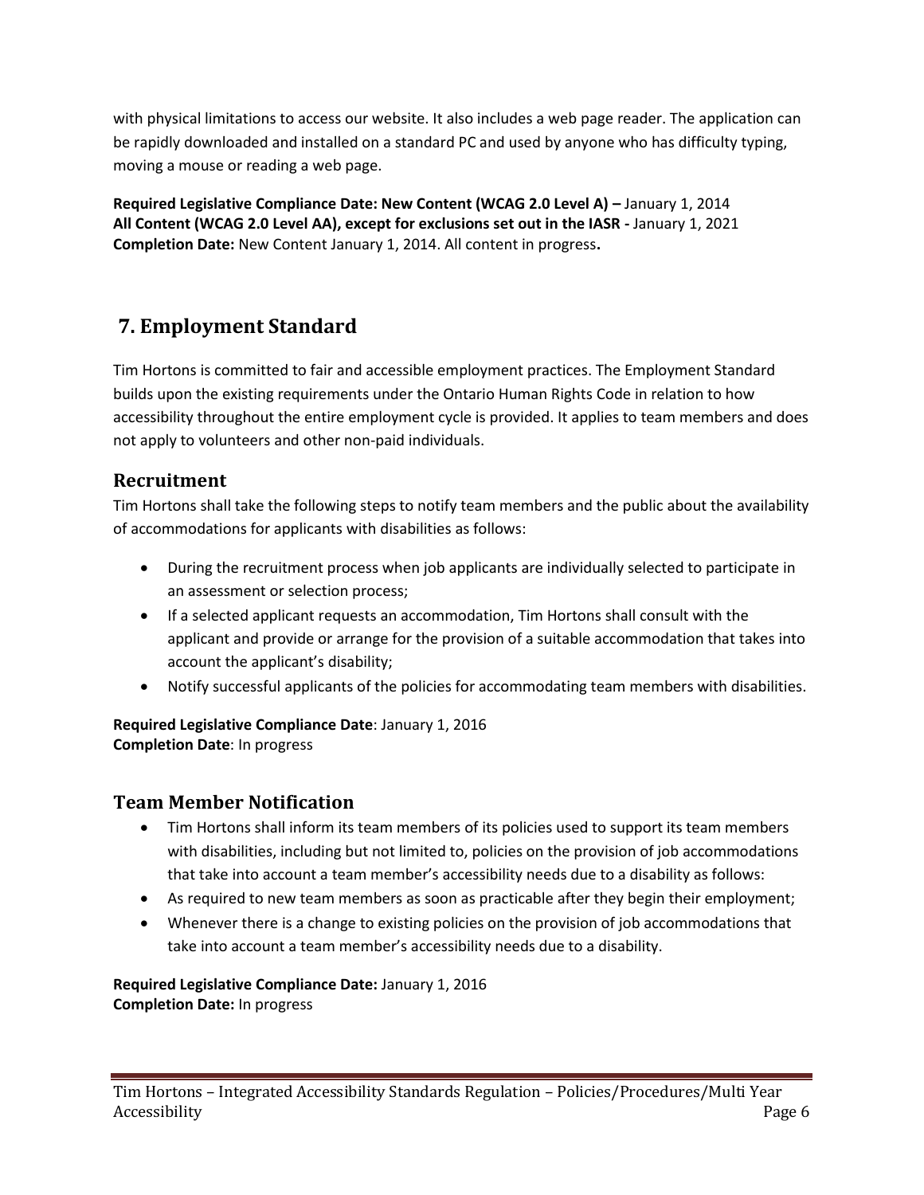with physical limitations to access our website. It also includes a web page reader. The application can be rapidly downloaded and installed on a standard PC and used by anyone who has difficulty typing, moving a mouse or reading a web page.

**Required Legislative Compliance Date: New Content (WCAG 2.0 Level A) –** January 1, 2014
**All Content (WCAG 2.0 Level AA), except for exclusions set out in the IASR -** January 1, 2021
**Completion Date:** New Content January 1, 2014. All content in progress**.**

## 7. Employment Standard

Tim Hortons is committed to fair and accessible employment practices. The Employment Standard builds upon the existing requirements under the Ontario Human Rights Code in relation to how accessibility throughout the entire employment cycle is provided. It applies to team members and does not apply to volunteers and other non-paid individuals.

### Recruitment

Tim Hortons shall take the following steps to notify team members and the public about the availability of accommodations for applicants with disabilities as follows:

- During the recruitment process when job applicants are individually selected to participate in an assessment or selection process;
- If a selected applicant requests an accommodation, Tim Hortons shall consult with the applicant and provide or arrange for the provision of a suitable accommodation that takes into account the applicant's disability;
- Notify successful applicants of the policies for accommodating team members with disabilities.

**Required Legislative Compliance Date**: January 1, 2016
**Completion Date**: In progress

### Team Member Notification

- Tim Hortons shall inform its team members of its policies used to support its team members with disabilities, including but not limited to, policies on the provision of job accommodations that take into account a team member's accessibility needs due to a disability as follows:
- As required to new team members as soon as practicable after they begin their employment;
- Whenever there is a change to existing policies on the provision of job accommodations that take into account a team member's accessibility needs due to a disability.

**Required Legislative Compliance Date:** January 1, 2016
**Completion Date:** In progress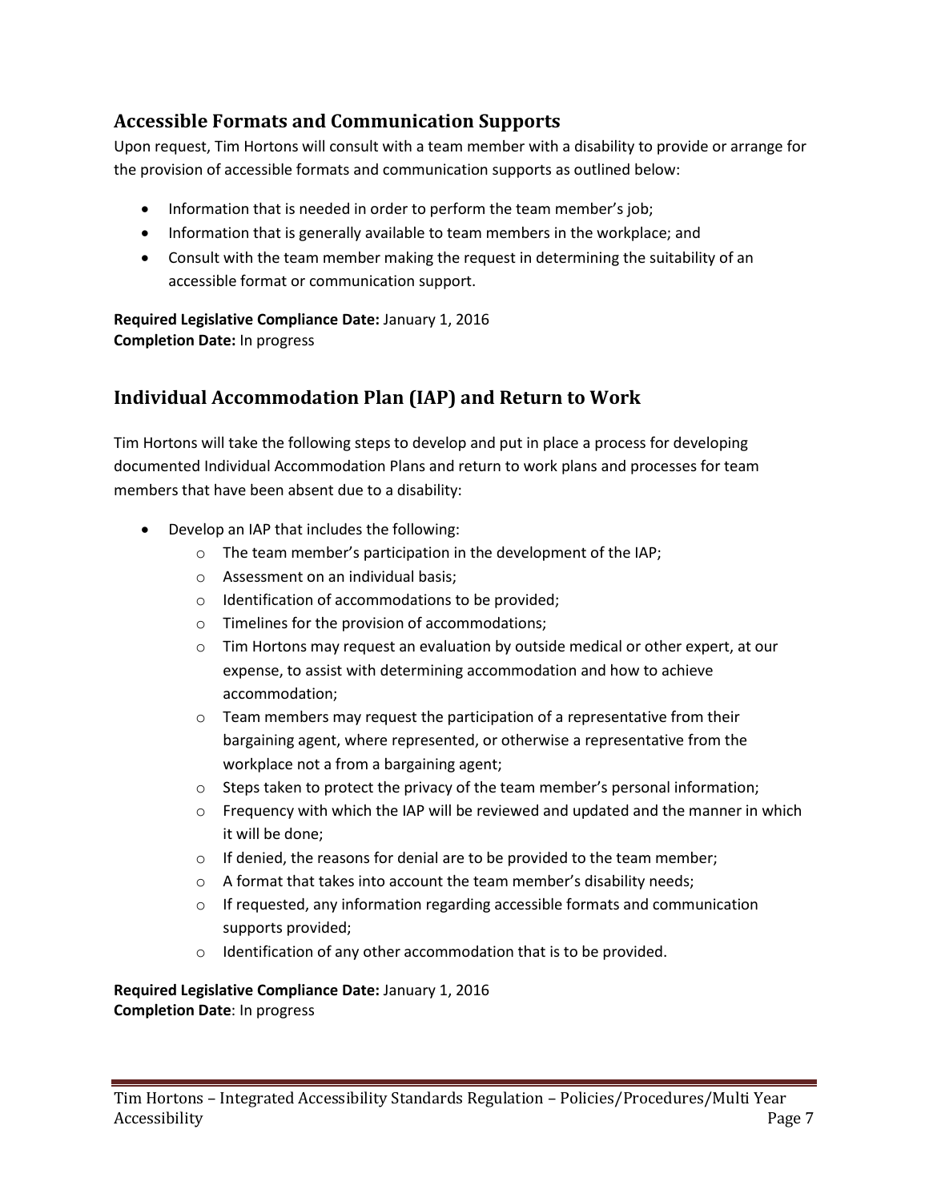## Accessible Formats and Communication Supports

Upon request, Tim Hortons will consult with a team member with a disability to provide or arrange for the provision of accessible formats and communication supports as outlined below:

- Information that is needed in order to perform the team member's job;
- Information that is generally available to team members in the workplace; and
- Consult with the team member making the request in determining the suitability of an accessible format or communication support.

**Required Legislative Compliance Date:** January 1, 2016
**Completion Date:** In progress

## Individual Accommodation Plan (IAP) and Return to Work

Tim Hortons will take the following steps to develop and put in place a process for developing documented Individual Accommodation Plans and return to work plans and processes for team members that have been absent due to a disability:

- Develop an IAP that includes the following:
  - The team member's participation in the development of the IAP;
  - Assessment on an individual basis;
  - Identification of accommodations to be provided;
  - Timelines for the provision of accommodations;
  - Tim Hortons may request an evaluation by outside medical or other expert, at our expense, to assist with determining accommodation and how to achieve accommodation;
  - Team members may request the participation of a representative from their bargaining agent, where represented, or otherwise a representative from the workplace not a from a bargaining agent;
  - Steps taken to protect the privacy of the team member's personal information;
  - Frequency with which the IAP will be reviewed and updated and the manner in which it will be done;
  - If denied, the reasons for denial are to be provided to the team member;
  - A format that takes into account the team member's disability needs;
  - If requested, any information regarding accessible formats and communication supports provided;
  - Identification of any other accommodation that is to be provided.

**Required Legislative Compliance Date:** January 1, 2016
**Completion Date**: In progress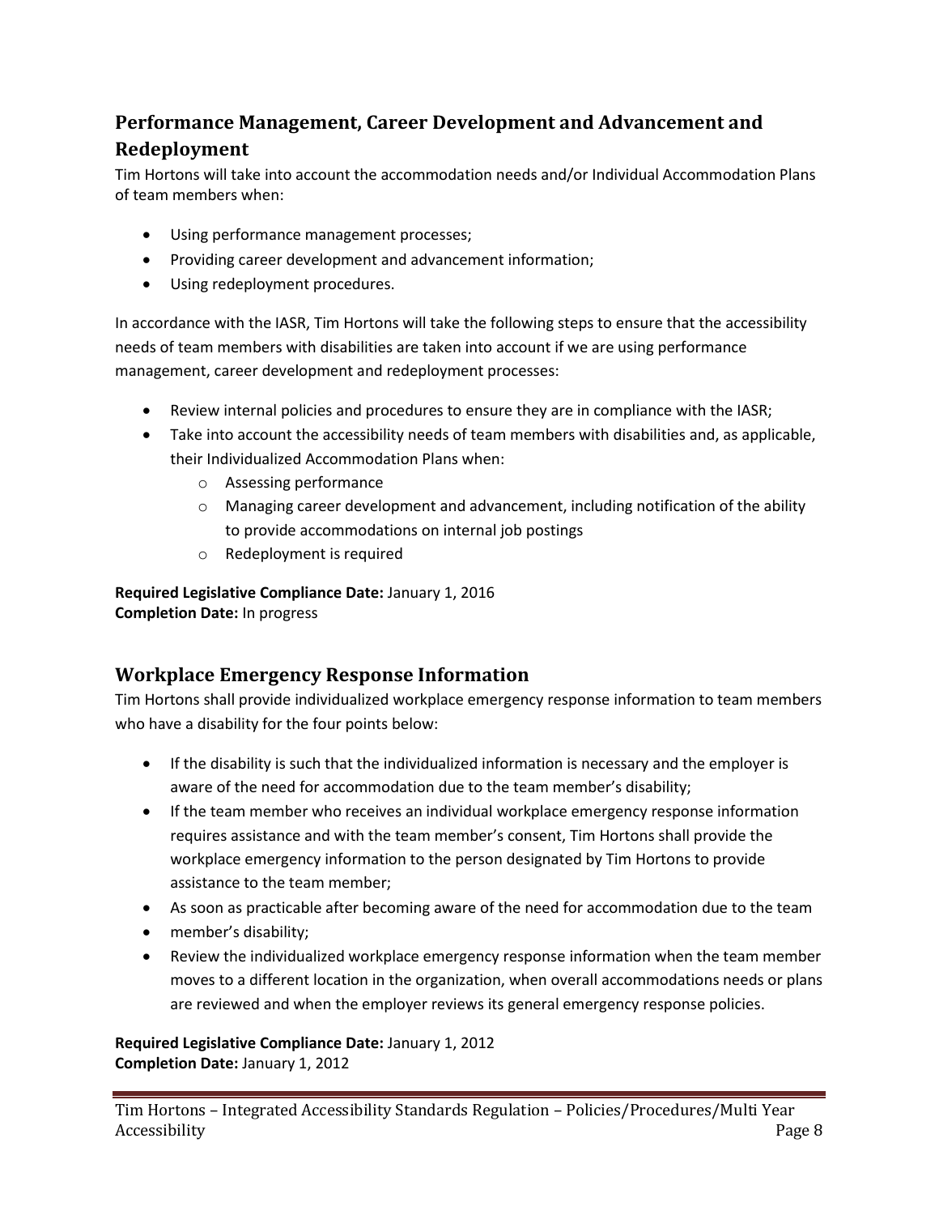## Performance Management, Career Development and Advancement and Redeployment

Tim Hortons will take into account the accommodation needs and/or Individual Accommodation Plans of team members when:

- Using performance management processes;
- Providing career development and advancement information;
- Using redeployment procedures.

In accordance with the IASR, Tim Hortons will take the following steps to ensure that the accessibility needs of team members with disabilities are taken into account if we are using performance management, career development and redeployment processes:

- Review internal policies and procedures to ensure they are in compliance with the IASR;
- Take into account the accessibility needs of team members with disabilities and, as applicable, their Individualized Accommodation Plans when:
  - Assessing performance
  - Managing career development and advancement, including notification of the ability to provide accommodations on internal job postings
  - Redeployment is required

**Required Legislative Compliance Date:** January 1, 2016
**Completion Date:** In progress

## Workplace Emergency Response Information

Tim Hortons shall provide individualized workplace emergency response information to team members who have a disability for the four points below:

- If the disability is such that the individualized information is necessary and the employer is aware of the need for accommodation due to the team member's disability;
- If the team member who receives an individual workplace emergency response information requires assistance and with the team member's consent, Tim Hortons shall provide the workplace emergency information to the person designated by Tim Hortons to provide assistance to the team member;
- As soon as practicable after becoming aware of the need for accommodation due to the team
- member's disability;
- Review the individualized workplace emergency response information when the team member moves to a different location in the organization, when overall accommodations needs or plans are reviewed and when the employer reviews its general emergency response policies.

**Required Legislative Compliance Date:** January 1, 2012
**Completion Date:** January 1, 2012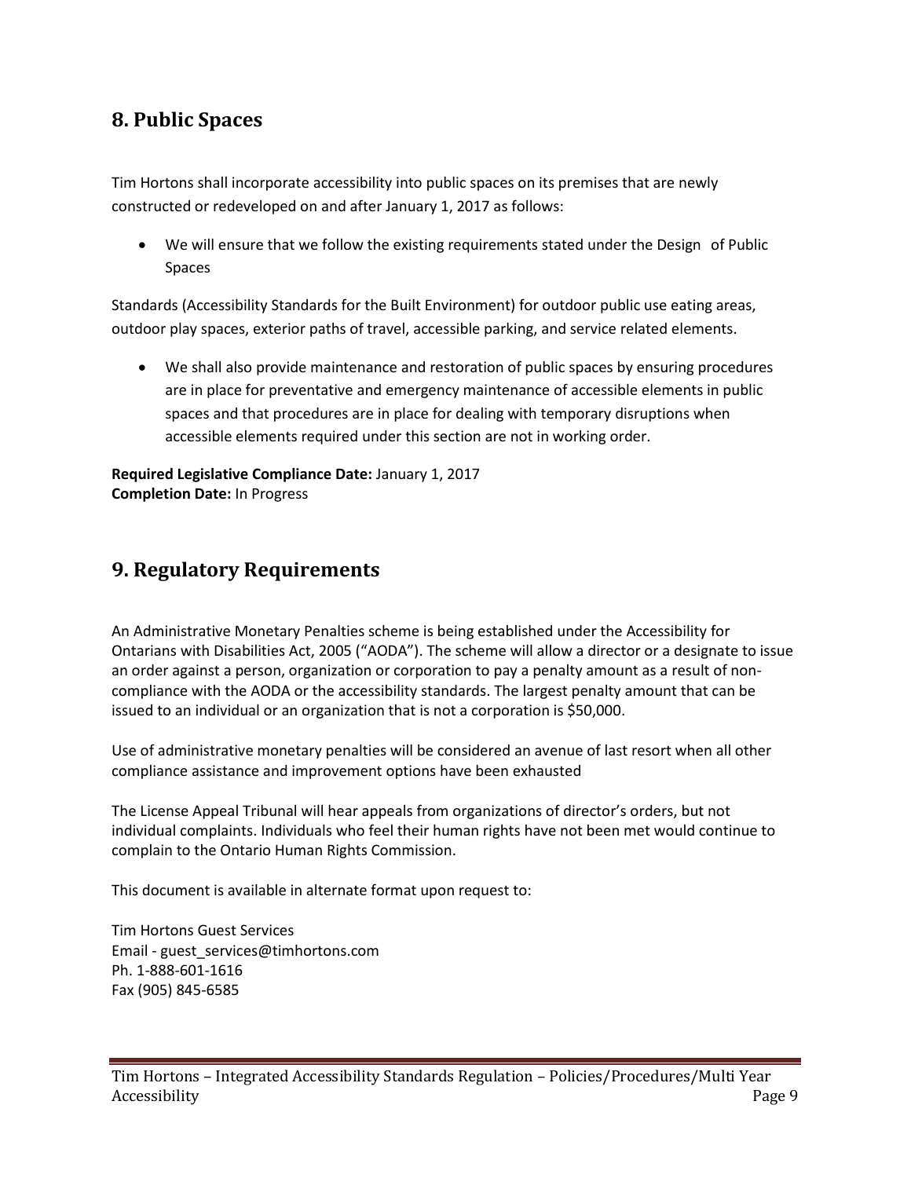## 8. Public Spaces

Tim Hortons shall incorporate accessibility into public spaces on its premises that are newly constructed or redeveloped on and after January 1, 2017 as follows:

- We will ensure that we follow the existing requirements stated under the Design of Public Spaces

Standards (Accessibility Standards for the Built Environment) for outdoor public use eating areas, outdoor play spaces, exterior paths of travel, accessible parking, and service related elements.

- We shall also provide maintenance and restoration of public spaces by ensuring procedures are in place for preventative and emergency maintenance of accessible elements in public spaces and that procedures are in place for dealing with temporary disruptions when accessible elements required under this section are not in working order.

**Required Legislative Compliance Date:** January 1, 2017
**Completion Date:** In Progress

## 9. Regulatory Requirements

An Administrative Monetary Penalties scheme is being established under the Accessibility for Ontarians with Disabilities Act, 2005 ("AODA"). The scheme will allow a director or a designate to issue an order against a person, organization or corporation to pay a penalty amount as a result of non-compliance with the AODA or the accessibility standards. The largest penalty amount that can be issued to an individual or an organization that is not a corporation is $50,000.

Use of administrative monetary penalties will be considered an avenue of last resort when all other compliance assistance and improvement options have been exhausted

The License Appeal Tribunal will hear appeals from organizations of director's orders, but not individual complaints. Individuals who feel their human rights have not been met would continue to complain to the Ontario Human Rights Commission.

This document is available in alternate format upon request to:

Tim Hortons Guest Services
Email - guest_services@timhortons.com
Ph. 1-888-601-1616
Fax (905) 845-6585